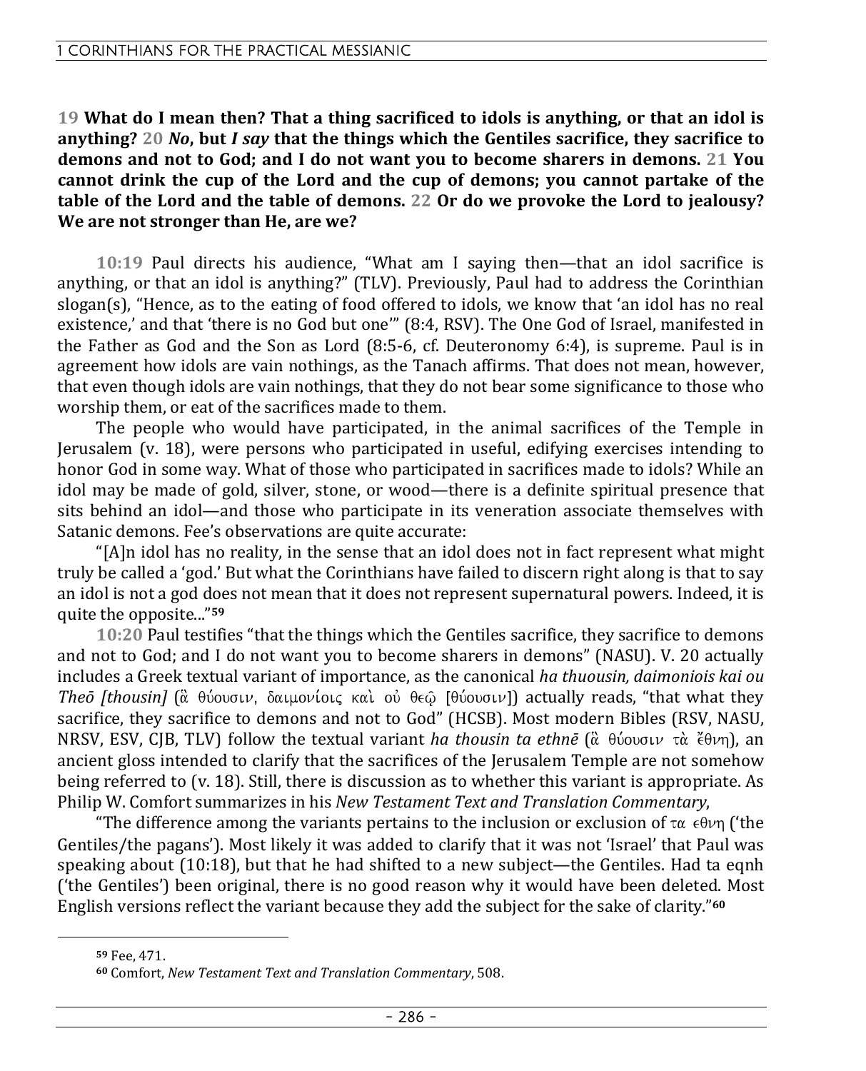**19 What do I mean then? That a thing sacrificed to idols is anything, or that an idol is anything? 20 *No*, but *I say* that the things which the Gentiles sacrifice, they sacrifice to demons and not to God; and I do not want you to become sharers in demons. 21 You cannot drink the cup of the Lord and the cup of demons; you cannot partake of the table of the Lord and the table of demons. 22 Or do we provoke the Lord to jealousy? We are not stronger than He, are we?**

**10:19** Paul directs his audience, "What am I saying then—that an idol sacrifice is anything, or that an idol is anything?" (TLV). Previously, Paul had to address the Corinthian slogan(s), "Hence, as to the eating of food offered to idols, we know that 'an idol has no real existence,' and that 'there is no God but one'" (8:4, RSV). The One God of Israel, manifested in the Father as God and the Son as Lord (8:5-6, cf. Deuteronomy 6:4), is supreme. Paul is in agreement how idols are vain nothings, as the Tanach affirms. That does not mean, however, that even though idols are vain nothings, that they do not bear some significance to those who worship them, or eat of the sacrifices made to them.

The people who would have participated, in the animal sacrifices of the Temple in Jerusalem (v. 18), were persons who participated in useful, edifying exercises intending to honor God in some way. What of those who participated in sacrifices made to idols? While an idol may be made of gold, silver, stone, or wood—there is a definite spiritual presence that sits behind an idol—and those who participate in its veneration associate themselves with Satanic demons. Fee's observations are quite accurate:

"[A]n idol has no reality, in the sense that an idol does not in fact represent what might truly be called a 'god.' But what the Corinthians have failed to discern right along is that to say an idol is not a god does not mean that it does not represent supernatural powers. Indeed, it is quite the opposite..."[59]

**10:20** Paul testifies "that the things which the Gentiles sacrifice, they sacrifice to demons and not to God; and I do not want you to become sharers in demons" (NASU). V. 20 actually includes a Greek textual variant of importance, as the canonical *ha thuousin, daimoniois kai ou Theō [thousin]* (ἃ θύουσιν, δαιμονίοις καὶ οὐ θεῷ [θύουσιν]) actually reads, "that what they sacrifice, they sacrifice to demons and not to God" (HCSB). Most modern Bibles (RSV, NASU, NRSV, ESV, CJB, TLV) follow the textual variant *ha thousin ta ethnē* (ἃ θύουσιν τὰ ἔθνη), an ancient gloss intended to clarify that the sacrifices of the Jerusalem Temple are not somehow being referred to (v. 18). Still, there is discussion as to whether this variant is appropriate. As Philip W. Comfort summarizes in his *New Testament Text and Translation Commentary*,

"The difference among the variants pertains to the inclusion or exclusion of τα εθνη ('the Gentiles/the pagans'). Most likely it was added to clarify that it was not 'Israel' that Paul was speaking about (10:18), but that he had shifted to a new subject—the Gentiles. Had ta eqnh ('the Gentiles') been original, there is no good reason why it would have been deleted. Most English versions reflect the variant because they add the subject for the sake of clarity."[60]

---

[59] Fee, 471.

[60] Comfort, *New Testament Text and Translation Commentary*, 508.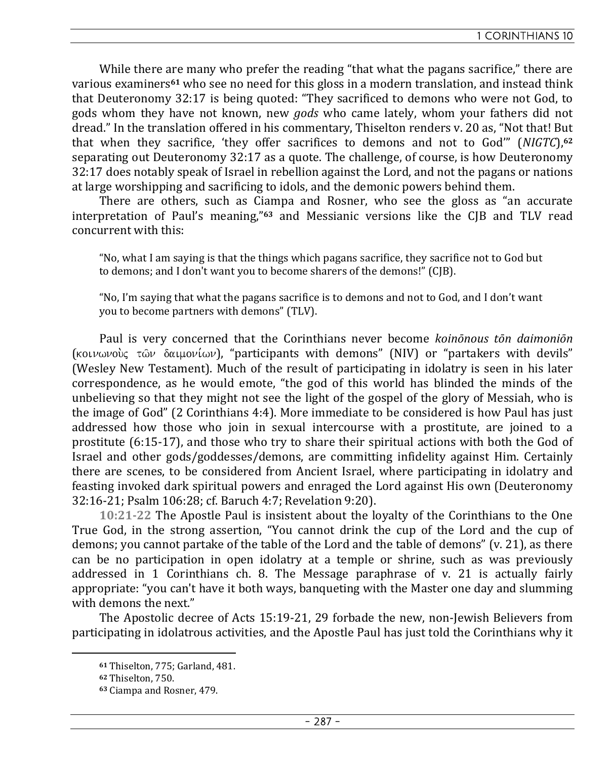While there are many who prefer the reading "that what the pagans sacrifice," there are various examiners[61] who see no need for this gloss in a modern translation, and instead think that Deuteronomy 32:17 is being quoted: "They sacrificed to demons who were not God, to gods whom they have not known, new *gods* who came lately, whom your fathers did not dread." In the translation offered in his commentary, Thiselton renders v. 20 as, "Not that! But that when they sacrifice, 'they offer sacrifices to demons and not to God'" (*NIGTC*),[62] separating out Deuteronomy 32:17 as a quote. The challenge, of course, is how Deuteronomy 32:17 does notably speak of Israel in rebellion against the Lord, and not the pagans or nations at large worshipping and sacrificing to idols, and the demonic powers behind them.

There are others, such as Ciampa and Rosner, who see the gloss as "an accurate interpretation of Paul's meaning,"[63] and Messianic versions like the CJB and TLV read concurrent with this:

> "No, what I am saying is that the things which pagans sacrifice, they sacrifice not to God but to demons; and I don't want you to become sharers of the demons!" (CJB).

> "No, I'm saying that what the pagans sacrifice is to demons and not to God, and I don't want you to become partners with demons" (TLV).

Paul is very concerned that the Corinthians never become *koinōnous tōn daimoniōn* (κοινωνοὺς τῶν δαιμονίων), "participants with demons" (NIV) or "partakers with devils" (Wesley New Testament). Much of the result of participating in idolatry is seen in his later correspondence, as he would emote, "the god of this world has blinded the minds of the unbelieving so that they might not see the light of the gospel of the glory of Messiah, who is the image of God" (2 Corinthians 4:4). More immediate to be considered is how Paul has just addressed how those who join in sexual intercourse with a prostitute, are joined to a prostitute (6:15-17), and those who try to share their spiritual actions with both the God of Israel and other gods/goddesses/demons, are committing infidelity against Him. Certainly there are scenes, to be considered from Ancient Israel, where participating in idolatry and feasting invoked dark spiritual powers and enraged the Lord against His own (Deuteronomy 32:16-21; Psalm 106:28; cf. Baruch 4:7; Revelation 9:20).

**10:21-22** The Apostle Paul is insistent about the loyalty of the Corinthians to the One True God, in the strong assertion, "You cannot drink the cup of the Lord and the cup of demons; you cannot partake of the table of the Lord and the table of demons" (v. 21), as there can be no participation in open idolatry at a temple or shrine, such as was previously addressed in 1 Corinthians ch. 8. The Message paraphrase of v. 21 is actually fairly appropriate: "you can't have it both ways, banqueting with the Master one day and slumming with demons the next."

The Apostolic decree of Acts 15:19-21, 29 forbade the new, non-Jewish Believers from participating in idolatrous activities, and the Apostle Paul has just told the Corinthians why it

---

[61] Thiselton, 775; Garland, 481.

[62] Thiselton, 750.

[63] Ciampa and Rosner, 479.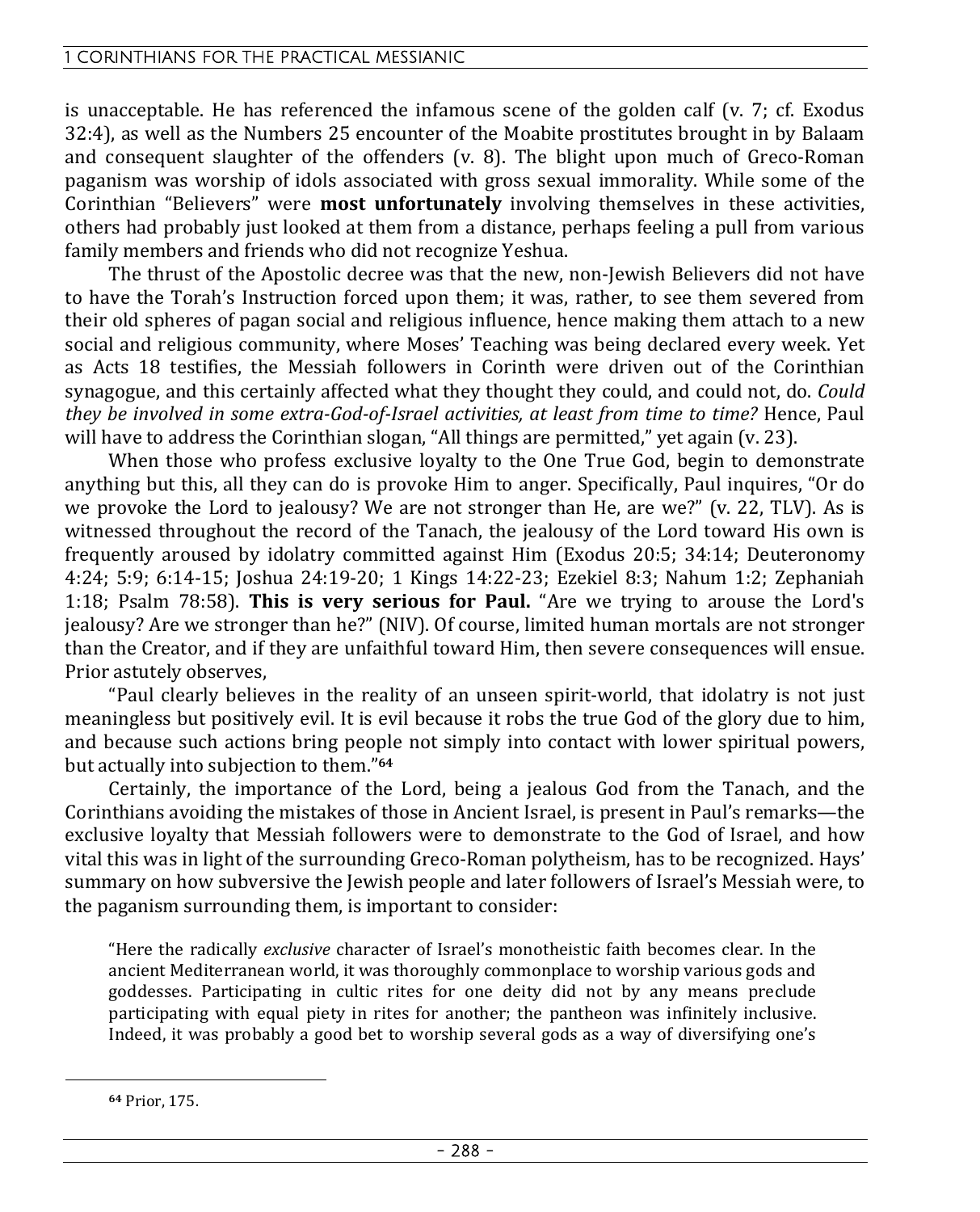is unacceptable. He has referenced the infamous scene of the golden calf (v. 7; cf. Exodus 32:4), as well as the Numbers 25 encounter of the Moabite prostitutes brought in by Balaam and consequent slaughter of the offenders (v. 8). The blight upon much of Greco-Roman paganism was worship of idols associated with gross sexual immorality. While some of the Corinthian "Believers" were **most unfortunately** involving themselves in these activities, others had probably just looked at them from a distance, perhaps feeling a pull from various family members and friends who did not recognize Yeshua.

The thrust of the Apostolic decree was that the new, non-Jewish Believers did not have to have the Torah's Instruction forced upon them; it was, rather, to see them severed from their old spheres of pagan social and religious influence, hence making them attach to a new social and religious community, where Moses' Teaching was being declared every week. Yet as Acts 18 testifies, the Messiah followers in Corinth were driven out of the Corinthian synagogue, and this certainly affected what they thought they could, and could not, do. *Could they be involved in some extra-God-of-Israel activities, at least from time to time?* Hence, Paul will have to address the Corinthian slogan, "All things are permitted," yet again (v. 23).

When those who profess exclusive loyalty to the One True God, begin to demonstrate anything but this, all they can do is provoke Him to anger. Specifically, Paul inquires, "Or do we provoke the Lord to jealousy? We are not stronger than He, are we?" (v. 22, TLV). As is witnessed throughout the record of the Tanach, the jealousy of the Lord toward His own is frequently aroused by idolatry committed against Him (Exodus 20:5; 34:14; Deuteronomy 4:24; 5:9; 6:14-15; Joshua 24:19-20; 1 Kings 14:22-23; Ezekiel 8:3; Nahum 1:2; Zephaniah 1:18; Psalm 78:58). **This is very serious for Paul.** "Are we trying to arouse the Lord's jealousy? Are we stronger than he?" (NIV). Of course, limited human mortals are not stronger than the Creator, and if they are unfaithful toward Him, then severe consequences will ensue. Prior astutely observes,

"Paul clearly believes in the reality of an unseen spirit-world, that idolatry is not just meaningless but positively evil. It is evil because it robs the true God of the glory due to him, and because such actions bring people not simply into contact with lower spiritual powers, but actually into subjection to them."[64]

Certainly, the importance of the Lord, being a jealous God from the Tanach, and the Corinthians avoiding the mistakes of those in Ancient Israel, is present in Paul's remarks—the exclusive loyalty that Messiah followers were to demonstrate to the God of Israel, and how vital this was in light of the surrounding Greco-Roman polytheism, has to be recognized. Hays' summary on how subversive the Jewish people and later followers of Israel's Messiah were, to the paganism surrounding them, is important to consider:

> "Here the radically *exclusive* character of Israel's monotheistic faith becomes clear. In the ancient Mediterranean world, it was thoroughly commonplace to worship various gods and goddesses. Participating in cultic rites for one deity did not by any means preclude participating with equal piety in rites for another; the pantheon was infinitely inclusive. Indeed, it was probably a good bet to worship several gods as a way of diversifying one's

---

[64] Prior, 175.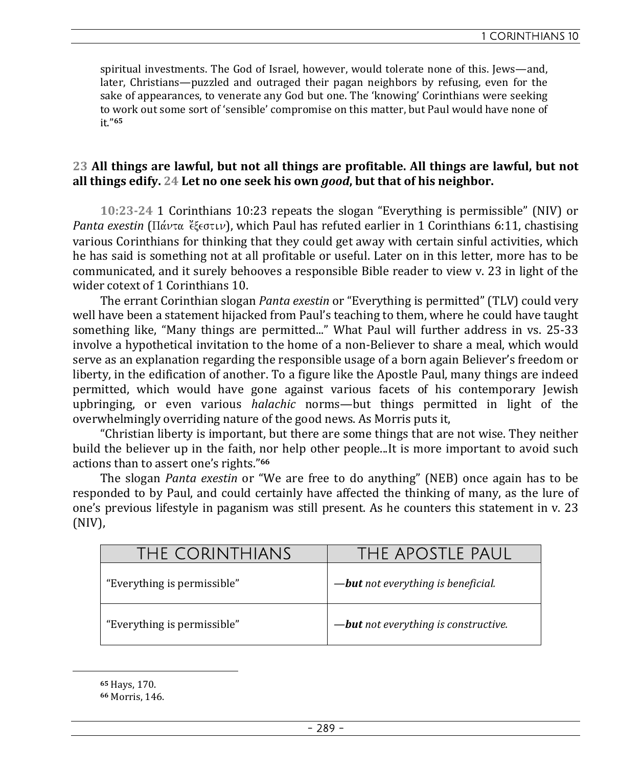spiritual investments. The God of Israel, however, would tolerate none of this. Jews—and, later, Christians—puzzled and outraged their pagan neighbors by refusing, even for the sake of appearances, to venerate any God but one. The 'knowing' Corinthians were seeking to work out some sort of 'sensible' compromise on this matter, but Paul would have none of it."[65]

**23 All things are lawful, but not all things are profitable. All things are lawful, but not all things edify. 24 Let no one seek his own *good*, but that of his neighbor.**

**10:23-24** 1 Corinthians 10:23 repeats the slogan "Everything is permissible" (NIV) or *Panta exestin* (Πάντα ἔξεστιν), which Paul has refuted earlier in 1 Corinthians 6:11, chastising various Corinthians for thinking that they could get away with certain sinful activities, which he has said is something not at all profitable or useful. Later on in this letter, more has to be communicated, and it surely behooves a responsible Bible reader to view v. 23 in light of the wider cotext of 1 Corinthians 10.

The errant Corinthian slogan *Panta exestin* or "Everything is permitted" (TLV) could very well have been a statement hijacked from Paul's teaching to them, where he could have taught something like, "Many things are permitted..." What Paul will further address in vs. 25-33 involve a hypothetical invitation to the home of a non-Believer to share a meal, which would serve as an explanation regarding the responsible usage of a born again Believer's freedom or liberty, in the edification of another. To a figure like the Apostle Paul, many things are indeed permitted, which would have gone against various facets of his contemporary Jewish upbringing, or even various *halachic* norms—but things permitted in light of the overwhelmingly overriding nature of the good news. As Morris puts it,

"Christian liberty is important, but there are some things that are not wise. They neither build the believer up in the faith, nor help other people...It is more important to avoid such actions than to assert one's rights."[66]

The slogan *Panta exestin* or "We are free to do anything" (NEB) once again has to be responded to by Paul, and could certainly have affected the thinking of many, as the lure of one's previous lifestyle in paganism was still present. As he counters this statement in v. 23 (NIV),

| THE CORINTHIANS | THE APOSTLE PAUL |
| --- | --- |
| "Everything is permissible" | *—**but** not everything is beneficial.* |
| "Everything is permissible" | *—**but** not everything is constructive.* |

---

[65] Hays, 170.
[66] Morris, 146.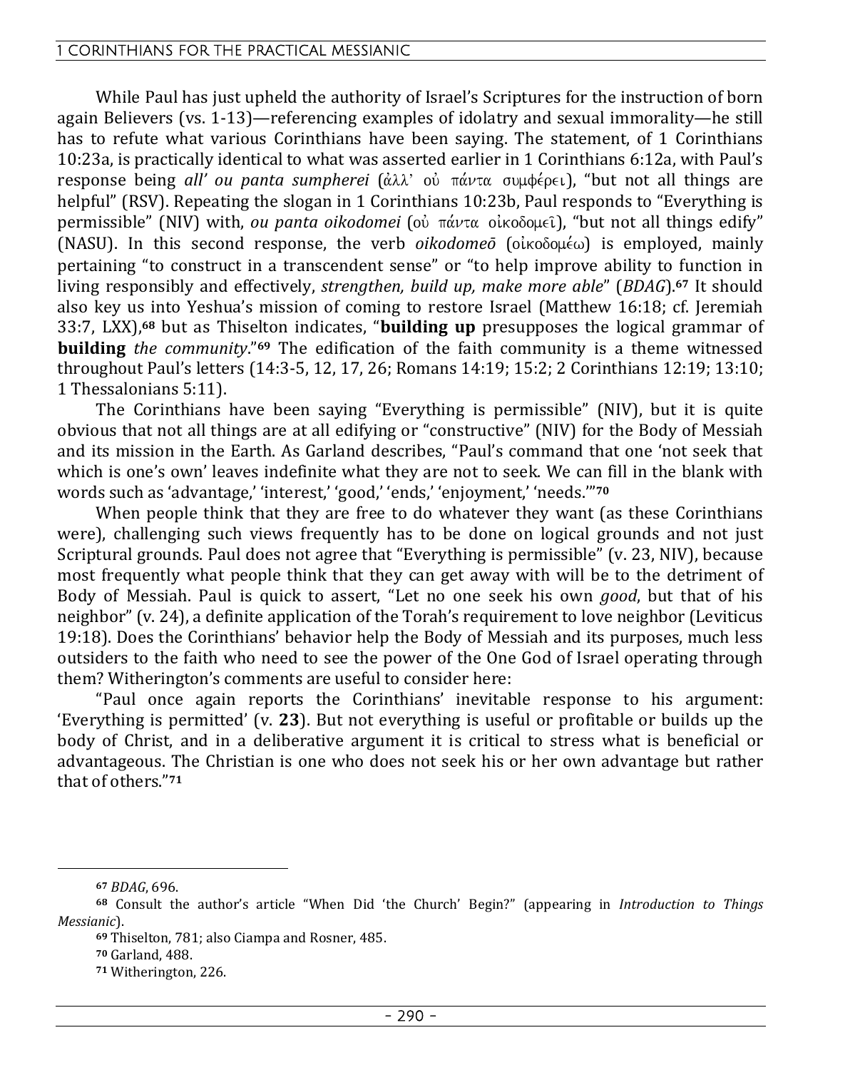While Paul has just upheld the authority of Israel's Scriptures for the instruction of born again Believers (vs. 1-13)—referencing examples of idolatry and sexual immorality—he still has to refute what various Corinthians have been saying. The statement, of 1 Corinthians 10:23a, is practically identical to what was asserted earlier in 1 Corinthians 6:12a, with Paul's response being *all' ou panta sumpherei* (ἀλλ᾽ οὐ πάντα συμφέρει), "but not all things are helpful" (RSV). Repeating the slogan in 1 Corinthians 10:23b, Paul responds to "Everything is permissible" (NIV) with, *ou panta oikodomei* (οὐ πάντα οἰκοδομεῖ), "but not all things edify" (NASU). In this second response, the verb *oikodomeō* (οἰκοδομέω) is employed, mainly pertaining "to construct in a transcendent sense" or "to help improve ability to function in living responsibly and effectively, *strengthen, build up, make more able*" (*BDAG*).[67] It should also key us into Yeshua's mission of coming to restore Israel (Matthew 16:18; cf. Jeremiah 33:7, LXX),[68] but as Thiselton indicates, "**building up** presupposes the logical grammar of **building** *the community*."[69] The edification of the faith community is a theme witnessed throughout Paul's letters (14:3-5, 12, 17, 26; Romans 14:19; 15:2; 2 Corinthians 12:19; 13:10; 1 Thessalonians 5:11).

The Corinthians have been saying "Everything is permissible" (NIV), but it is quite obvious that not all things are at all edifying or "constructive" (NIV) for the Body of Messiah and its mission in the Earth. As Garland describes, "Paul's command that one 'not seek that which is one's own' leaves indefinite what they are not to seek. We can fill in the blank with words such as 'advantage,' 'interest,' 'good,' 'ends,' 'enjoyment,' 'needs.'"[70]

When people think that they are free to do whatever they want (as these Corinthians were), challenging such views frequently has to be done on logical grounds and not just Scriptural grounds. Paul does not agree that "Everything is permissible" (v. 23, NIV), because most frequently what people think that they can get away with will be to the detriment of Body of Messiah. Paul is quick to assert, "Let no one seek his own *good*, but that of his neighbor" (v. 24), a definite application of the Torah's requirement to love neighbor (Leviticus 19:18). Does the Corinthians' behavior help the Body of Messiah and its purposes, much less outsiders to the faith who need to see the power of the One God of Israel operating through them? Witherington's comments are useful to consider here:

"Paul once again reports the Corinthians' inevitable response to his argument: 'Everything is permitted' (v. **23**). But not everything is useful or profitable or builds up the body of Christ, and in a deliberative argument it is critical to stress what is beneficial or advantageous. The Christian is one who does not seek his or her own advantage but rather that of others."[71]

---

[67] *BDAG*, 696.

[68] Consult the author's article "When Did 'the Church' Begin?" (appearing in *Introduction to Things Messianic*).

[69] Thiselton, 781; also Ciampa and Rosner, 485.

[70] Garland, 488.

[71] Witherington, 226.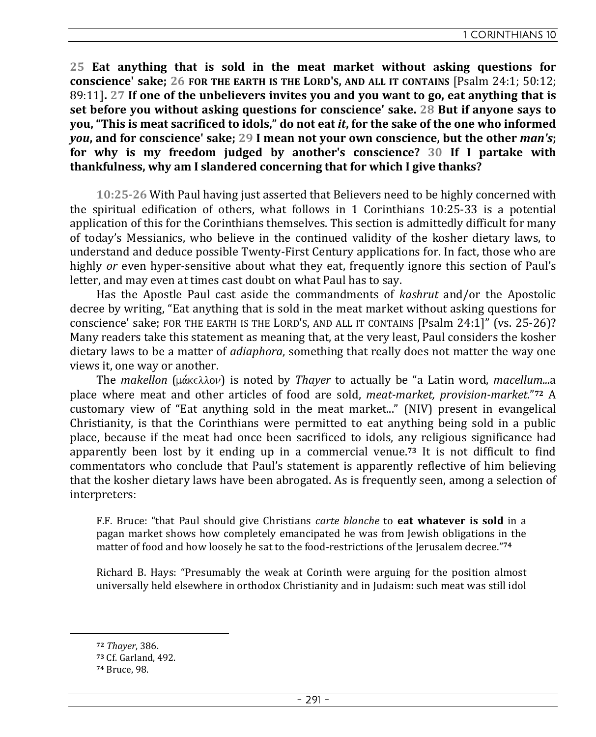**25 Eat anything that is sold in the meat market without asking questions for conscience' sake; 26 FOR THE EARTH IS THE LORD'S, AND ALL IT CONTAINS** [Psalm 24:1; 50:12; 89:11]**. 27 If one of the unbelievers invites you and you want to go, eat anything that is set before you without asking questions for conscience' sake. 28 But if anyone says to you, "This is meat sacrificed to idols," do not eat *it*, for the sake of the one who informed *you*, and for conscience' sake; 29 I mean not your own conscience, but the other *man's*; for why is my freedom judged by another's conscience? 30 If I partake with thankfulness, why am I slandered concerning that for which I give thanks?**

**10:25-26** With Paul having just asserted that Believers need to be highly concerned with the spiritual edification of others, what follows in 1 Corinthians 10:25-33 is a potential application of this for the Corinthians themselves. This section is admittedly difficult for many of today's Messianics, who believe in the continued validity of the kosher dietary laws, to understand and deduce possible Twenty-First Century applications for. In fact, those who are highly *or* even hyper-sensitive about what they eat, frequently ignore this section of Paul's letter, and may even at times cast doubt on what Paul has to say.

Has the Apostle Paul cast aside the commandments of *kashrut* and/or the Apostolic decree by writing, "Eat anything that is sold in the meat market without asking questions for conscience' sake; FOR THE EARTH IS THE LORD'S, AND ALL IT CONTAINS [Psalm 24:1]" (vs. 25-26)? Many readers take this statement as meaning that, at the very least, Paul considers the kosher dietary laws to be a matter of *adiaphora*, something that really does not matter the way one views it, one way or another.

The *makellon* (μάκελλον) is noted by *Thayer* to actually be "a Latin word, *macellum*...a place where meat and other articles of food are sold, *meat-market, provision-market*."[72] A customary view of "Eat anything sold in the meat market..." (NIV) present in evangelical Christianity, is that the Corinthians were permitted to eat anything being sold in a public place, because if the meat had once been sacrificed to idols, any religious significance had apparently been lost by it ending up in a commercial venue.[73] It is not difficult to find commentators who conclude that Paul's statement is apparently reflective of him believing that the kosher dietary laws have been abrogated. As is frequently seen, among a selection of interpreters:

> F.F. Bruce: "that Paul should give Christians *carte blanche* to **eat whatever is sold** in a pagan market shows how completely emancipated he was from Jewish obligations in the matter of food and how loosely he sat to the food-restrictions of the Jerusalem decree."[74]

> Richard B. Hays: "Presumably the weak at Corinth were arguing for the position almost universally held elsewhere in orthodox Christianity and in Judaism: such meat was still idol

---

[72] *Thayer*, 386.
[73] Cf. Garland, 492.
[74] Bruce, 98.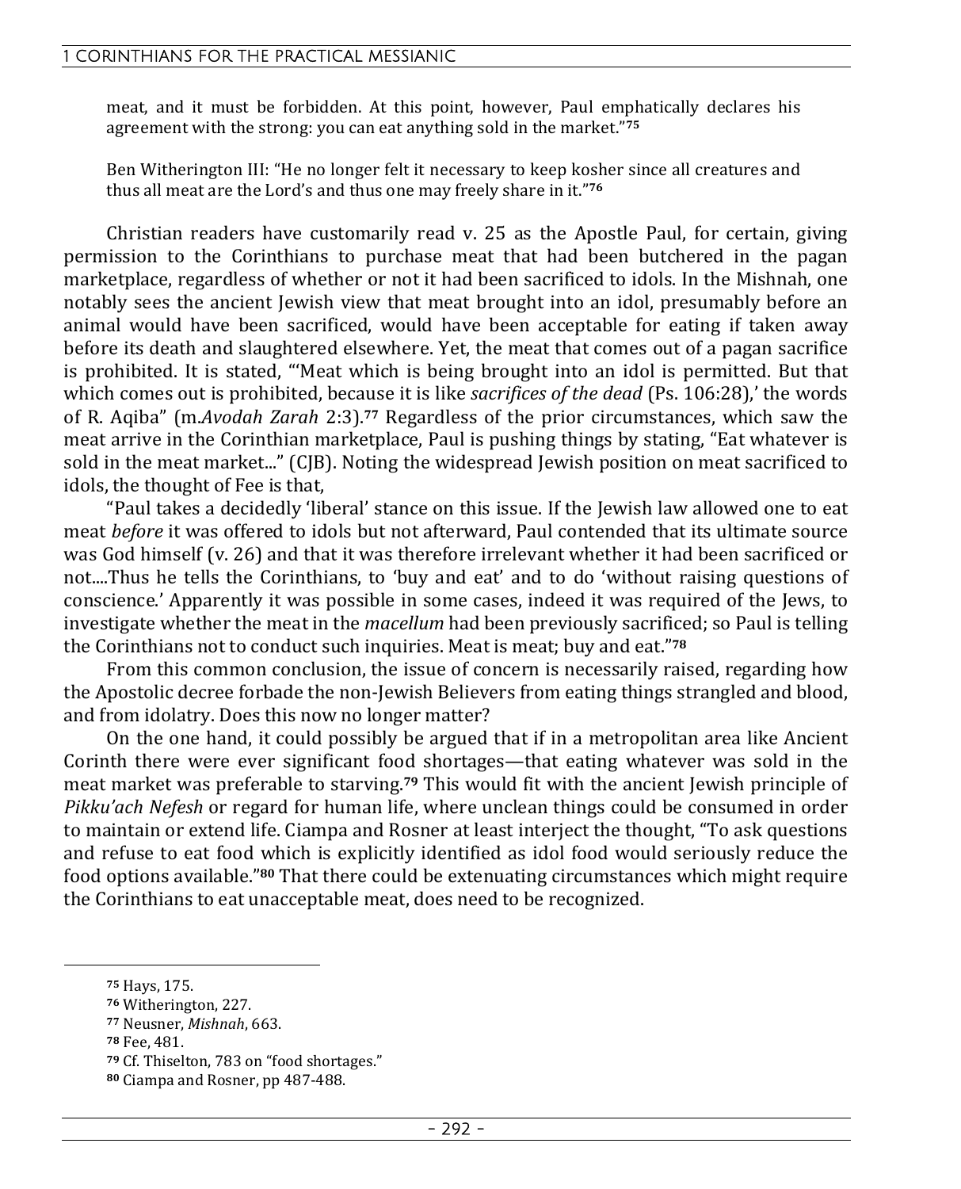meat, and it must be forbidden. At this point, however, Paul emphatically declares his agreement with the strong: you can eat anything sold in the market."[75]

Ben Witherington III: "He no longer felt it necessary to keep kosher since all creatures and thus all meat are the Lord's and thus one may freely share in it."[76]

Christian readers have customarily read v. 25 as the Apostle Paul, for certain, giving permission to the Corinthians to purchase meat that had been butchered in the pagan marketplace, regardless of whether or not it had been sacrificed to idols. In the Mishnah, one notably sees the ancient Jewish view that meat brought into an idol, presumably before an animal would have been sacrificed, would have been acceptable for eating if taken away before its death and slaughtered elsewhere. Yet, the meat that comes out of a pagan sacrifice is prohibited. It is stated, "'Meat which is being brought into an idol is permitted. But that which comes out is prohibited, because it is like *sacrifices of the dead* (Ps. 106:28),' the words of R. Aqiba" (m.*Avodah Zarah* 2:3).[77] Regardless of the prior circumstances, which saw the meat arrive in the Corinthian marketplace, Paul is pushing things by stating, "Eat whatever is sold in the meat market..." (CJB). Noting the widespread Jewish position on meat sacrificed to idols, the thought of Fee is that,

"Paul takes a decidedly 'liberal' stance on this issue. If the Jewish law allowed one to eat meat *before* it was offered to idols but not afterward, Paul contended that its ultimate source was God himself (v. 26) and that it was therefore irrelevant whether it had been sacrificed or not....Thus he tells the Corinthians, to 'buy and eat' and to do 'without raising questions of conscience.' Apparently it was possible in some cases, indeed it was required of the Jews, to investigate whether the meat in the *macellum* had been previously sacrificed; so Paul is telling the Corinthians not to conduct such inquiries. Meat is meat; buy and eat."[78]

From this common conclusion, the issue of concern is necessarily raised, regarding how the Apostolic decree forbade the non-Jewish Believers from eating things strangled and blood, and from idolatry. Does this now no longer matter?

On the one hand, it could possibly be argued that if in a metropolitan area like Ancient Corinth there were ever significant food shortages—that eating whatever was sold in the meat market was preferable to starving.[79] This would fit with the ancient Jewish principle of *Pikku'ach Nefesh* or regard for human life, where unclean things could be consumed in order to maintain or extend life. Ciampa and Rosner at least interject the thought, "To ask questions and refuse to eat food which is explicitly identified as idol food would seriously reduce the food options available."[80] That there could be extenuating circumstances which might require the Corinthians to eat unacceptable meat, does need to be recognized.

---

[75] Hays, 175.

[76] Witherington, 227.

[77] Neusner, *Mishnah*, 663.

[78] Fee, 481.

[79] Cf. Thiselton, 783 on "food shortages."

[80] Ciampa and Rosner, pp 487-488.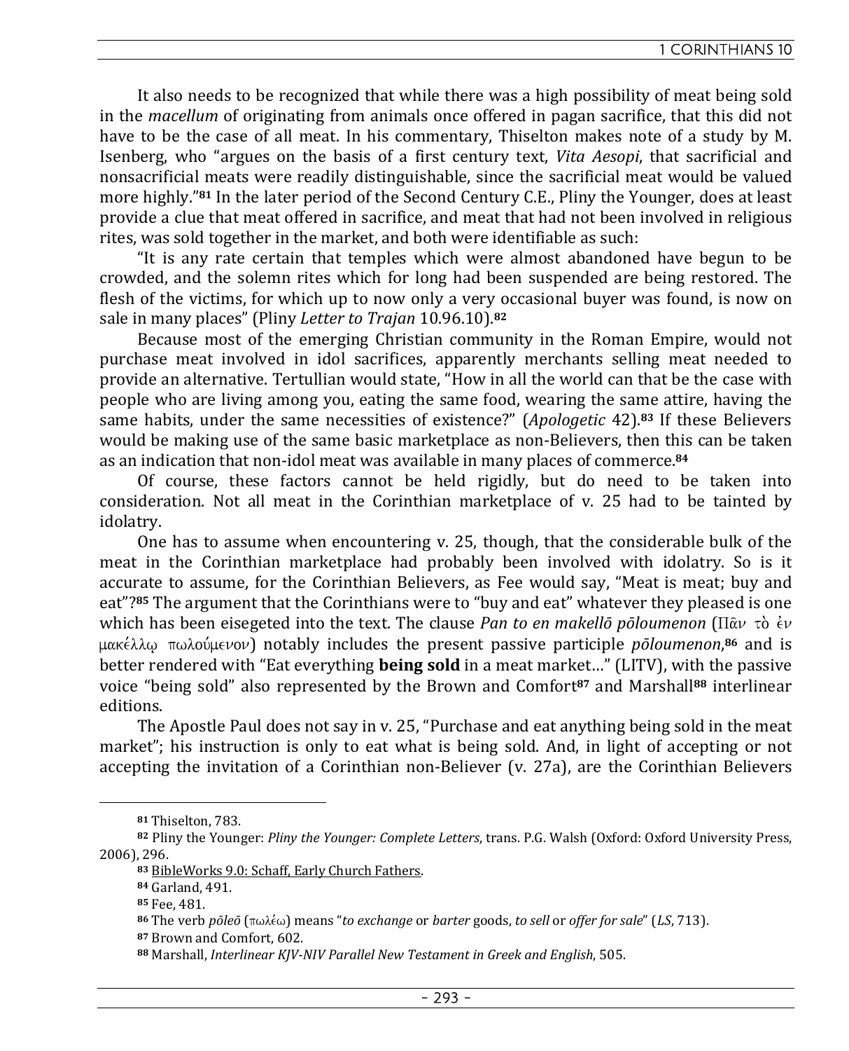It also needs to be recognized that while there was a high possibility of meat being sold in the *macellum* of originating from animals once offered in pagan sacrifice, that this did not have to be the case of all meat. In his commentary, Thiselton makes note of a study by M. Isenberg, who "argues on the basis of a first century text, *Vita Aesopi*, that sacrificial and nonsacrificial meats were readily distinguishable, since the sacrificial meat would be valued more highly."[81] In the later period of the Second Century C.E., Pliny the Younger, does at least provide a clue that meat offered in sacrifice, and meat that had not been involved in religious rites, was sold together in the market, and both were identifiable as such:

"It is any rate certain that temples which were almost abandoned have begun to be crowded, and the solemn rites which for long had been suspended are being restored. The flesh of the victims, for which up to now only a very occasional buyer was found, is now on sale in many places" (Pliny *Letter to Trajan* 10.96.10).[82]

Because most of the emerging Christian community in the Roman Empire, would not purchase meat involved in idol sacrifices, apparently merchants selling meat needed to provide an alternative. Tertullian would state, "How in all the world can that be the case with people who are living among you, eating the same food, wearing the same attire, having the same habits, under the same necessities of existence?" (*Apologetic* 42).[83] If these Believers would be making use of the same basic marketplace as non-Believers, then this can be taken as an indication that non-idol meat was available in many places of commerce.[84]

Of course, these factors cannot be held rigidly, but do need to be taken into consideration. Not all meat in the Corinthian marketplace of v. 25 had to be tainted by idolatry.

One has to assume when encountering v. 25, though, that the considerable bulk of the meat in the Corinthian marketplace had probably been involved with idolatry. So is it accurate to assume, for the Corinthian Believers, as Fee would say, "Meat is meat; buy and eat"?[85] The argument that the Corinthians were to "buy and eat" whatever they pleased is one which has been eisegeted into the text. The clause *Pan to en makellō pōloumenon* (Πᾶν τὸ ἐν μακέλλῳ πωλούμενον) notably includes the present passive participle *pōloumenon*,[86] and is better rendered with "Eat everything **being sold** in a meat market…" (LITV), with the passive voice "being sold" also represented by the Brown and Comfort[87] and Marshall[88] interlinear editions.

The Apostle Paul does not say in v. 25, "Purchase and eat anything being sold in the meat market"; his instruction is only to eat what is being sold. And, in light of accepting or not accepting the invitation of a Corinthian non-Believer (v. 27a), are the Corinthian Believers

---

[81] Thiselton, 783.

[82] Pliny the Younger: *Pliny the Younger: Complete Letters*, trans. P.G. Walsh (Oxford: Oxford University Press, 2006), 296.

[83] BibleWorks 9.0: Schaff, Early Church Fathers.

[84] Garland, 491.

[85] Fee, 481.

[86] The verb *pōleō* (πωλέω) means "*to exchange* or *barter* goods, *to sell* or *offer for sale*" (*LS*, 713).

[87] Brown and Comfort, 602.

[88] Marshall, *Interlinear KJV-NIV Parallel New Testament in Greek and English*, 505.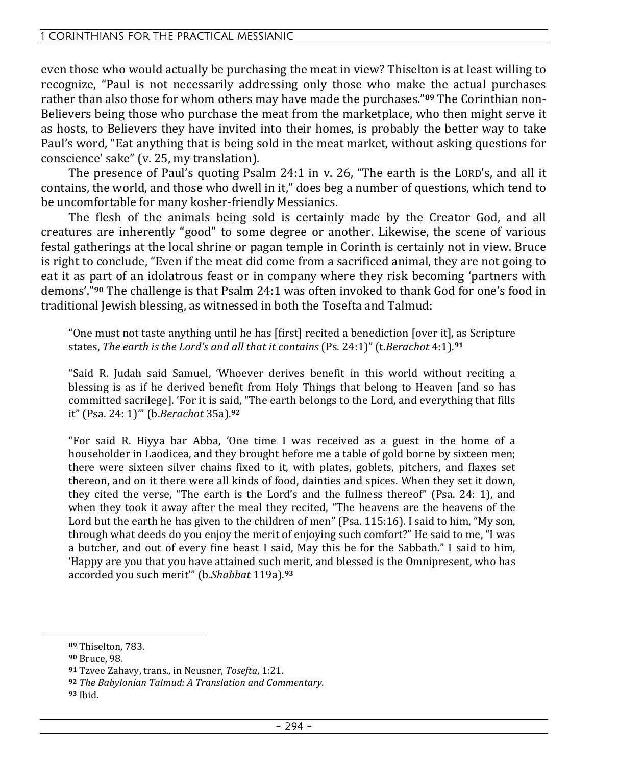even those who would actually be purchasing the meat in view? Thiselton is at least willing to recognize, "Paul is not necessarily addressing only those who make the actual purchases rather than also those for whom others may have made the purchases."[89] The Corinthian non-Believers being those who purchase the meat from the marketplace, who then might serve it as hosts, to Believers they have invited into their homes, is probably the better way to take Paul's word, "Eat anything that is being sold in the meat market, without asking questions for conscience' sake" (v. 25, my translation).

The presence of Paul's quoting Psalm 24:1 in v. 26, "The earth is the LORD's, and all it contains, the world, and those who dwell in it," does beg a number of questions, which tend to be uncomfortable for many kosher-friendly Messianics.

The flesh of the animals being sold is certainly made by the Creator God, and all creatures are inherently "good" to some degree or another. Likewise, the scene of various festal gatherings at the local shrine or pagan temple in Corinth is certainly not in view. Bruce is right to conclude, "Even if the meat did come from a sacrificed animal, they are not going to eat it as part of an idolatrous feast or in company where they risk becoming 'partners with demons'."[90] The challenge is that Psalm 24:1 was often invoked to thank God for one's food in traditional Jewish blessing, as witnessed in both the Tosefta and Talmud:

> "One must not taste anything until he has [first] recited a benediction [over it], as Scripture states, *The earth is the Lord's and all that it contains* (Ps. 24:1)" (t.*Berachot* 4:1).[91]

> "Said R. Judah said Samuel, 'Whoever derives benefit in this world without reciting a blessing is as if he derived benefit from Holy Things that belong to Heaven [and so has committed sacrilege]. 'For it is said, "The earth belongs to the Lord, and everything that fills it" (Psa. 24: 1)'" (b.*Berachot* 35a).[92]

> "For said R. Hiyya bar Abba, 'One time I was received as a guest in the home of a householder in Laodicea, and they brought before me a table of gold borne by sixteen men; there were sixteen silver chains fixed to it, with plates, goblets, pitchers, and flaxes set thereon, and on it there were all kinds of food, dainties and spices. When they set it down, they cited the verse, "The earth is the Lord's and the fullness thereof" (Psa. 24: 1), and when they took it away after the meal they recited, "The heavens are the heavens of the Lord but the earth he has given to the children of men" (Psa. 115:16). I said to him, "My son, through what deeds do you enjoy the merit of enjoying such comfort?" He said to me, "I was a butcher, and out of every fine beast I said, May this be for the Sabbath." I said to him, 'Happy are you that you have attained such merit, and blessed is the Omnipresent, who has accorded you such merit'" (b.*Shabbat* 119a).[93]

---

[89] Thiselton, 783.

[90] Bruce, 98.

[91] Tzvee Zahavy, trans., in Neusner, *Tosefta*, 1:21.

[92] *The Babylonian Talmud: A Translation and Commentary.*

[93] Ibid.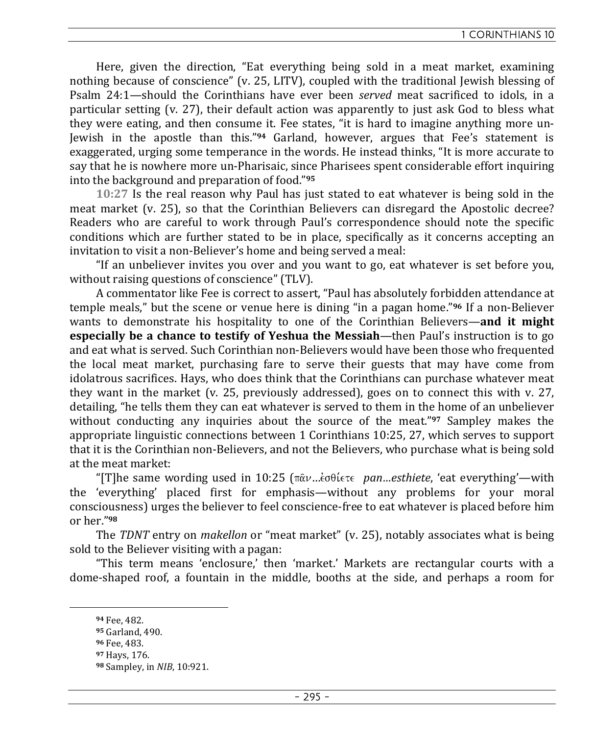Here, given the direction, "Eat everything being sold in a meat market, examining nothing because of conscience" (v. 25, LITV), coupled with the traditional Jewish blessing of Psalm 24:1—should the Corinthians have ever been *served* meat sacrificed to idols, in a particular setting (v. 27), their default action was apparently to just ask God to bless what they were eating, and then consume it. Fee states, "it is hard to imagine anything more un-Jewish in the apostle than this."[94] Garland, however, argues that Fee's statement is exaggerated, urging some temperance in the words. He instead thinks, "It is more accurate to say that he is nowhere more un-Pharisaic, since Pharisees spent considerable effort inquiring into the background and preparation of food."[95]

**10:27** Is the real reason why Paul has just stated to eat whatever is being sold in the meat market (v. 25), so that the Corinthian Believers can disregard the Apostolic decree? Readers who are careful to work through Paul's correspondence should note the specific conditions which are further stated to be in place, specifically as it concerns accepting an invitation to visit a non-Believer's home and being served a meal:

"If an unbeliever invites you over and you want to go, eat whatever is set before you, without raising questions of conscience" (TLV).

A commentator like Fee is correct to assert, "Paul has absolutely forbidden attendance at temple meals," but the scene or venue here is dining "in a pagan home."[96] If a non-Believer wants to demonstrate his hospitality to one of the Corinthian Believers—**and it might especially be a chance to testify of Yeshua the Messiah**—then Paul's instruction is to go and eat what is served. Such Corinthian non-Believers would have been those who frequented the local meat market, purchasing fare to serve their guests that may have come from idolatrous sacrifices. Hays, who does think that the Corinthians can purchase whatever meat they want in the market (v. 25, previously addressed), goes on to connect this with v. 27, detailing, "he tells them they can eat whatever is served to them in the home of an unbeliever without conducting any inquiries about the source of the meat."[97] Sampley makes the appropriate linguistic connections between 1 Corinthians 10:25, 27, which serves to support that it is the Corinthian non-Believers, and not the Believers, who purchase what is being sold at the meat market:

"[T]he same wording used in 10:25 (πᾶν…ἐσθίετε *pan…esthiete*, 'eat everything'—with the 'everything' placed first for emphasis—without any problems for your moral consciousness) urges the believer to feel conscience-free to eat whatever is placed before him or her."[98]

The *TDNT* entry on *makellon* or "meat market" (v. 25), notably associates what is being sold to the Believer visiting with a pagan:

"This term means 'enclosure,' then 'market.' Markets are rectangular courts with a dome-shaped roof, a fountain in the middle, booths at the side, and perhaps a room for

---

[94] Fee, 482.
[95] Garland, 490.
[96] Fee, 483.
[97] Hays, 176.
[98] Sampley, in *NIB*, 10:921.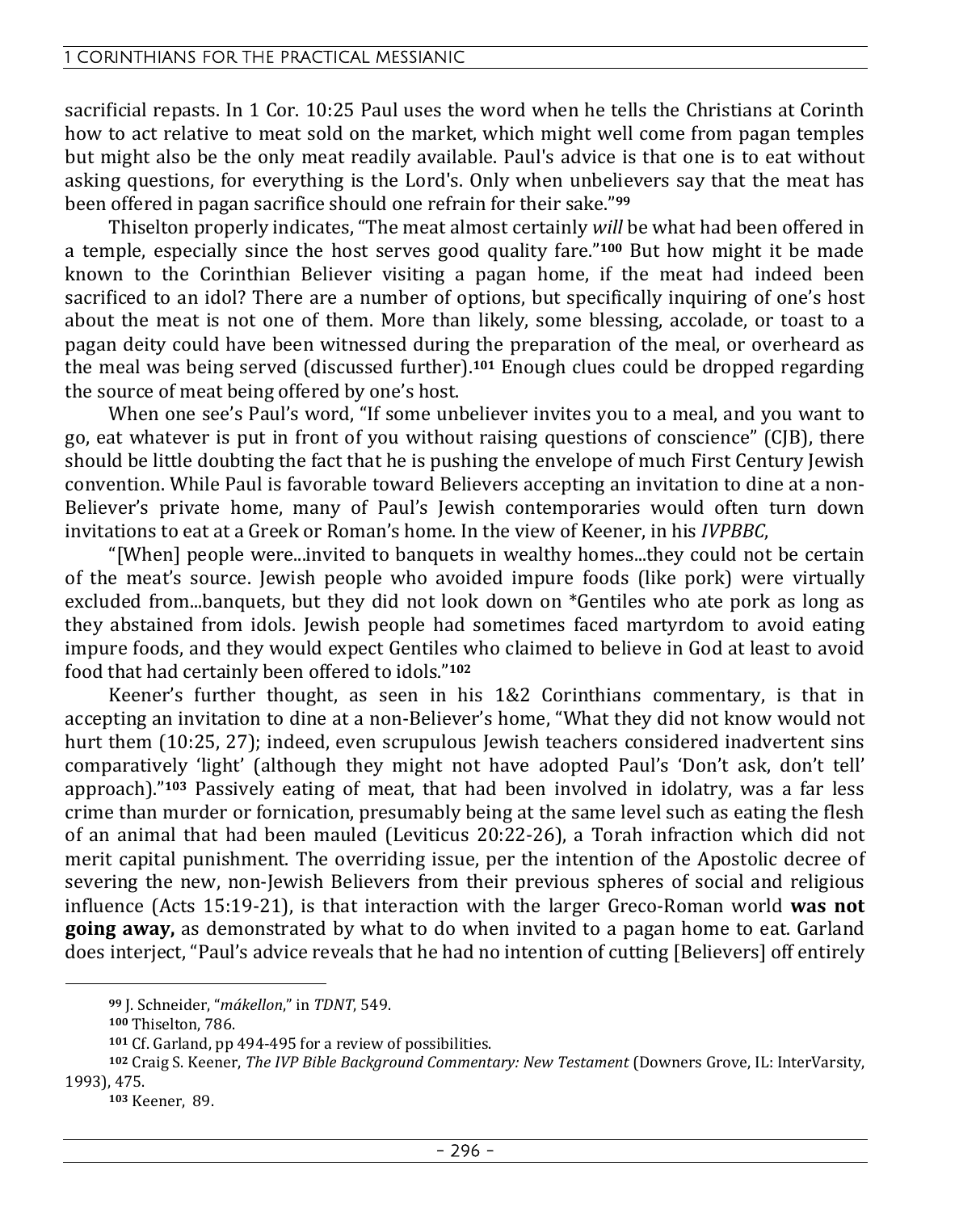sacrificial repasts. In 1 Cor. 10:25 Paul uses the word when he tells the Christians at Corinth how to act relative to meat sold on the market, which might well come from pagan temples but might also be the only meat readily available. Paul's advice is that one is to eat without asking questions, for everything is the Lord's. Only when unbelievers say that the meat has been offered in pagan sacrifice should one refrain for their sake."[99]

Thiselton properly indicates, "The meat almost certainly *will* be what had been offered in a temple, especially since the host serves good quality fare."[100] But how might it be made known to the Corinthian Believer visiting a pagan home, if the meat had indeed been sacrificed to an idol? There are a number of options, but specifically inquiring of one's host about the meat is not one of them. More than likely, some blessing, accolade, or toast to a pagan deity could have been witnessed during the preparation of the meal, or overheard as the meal was being served (discussed further).[101] Enough clues could be dropped regarding the source of meat being offered by one's host.

When one see's Paul's word, "If some unbeliever invites you to a meal, and you want to go, eat whatever is put in front of you without raising questions of conscience" (CJB), there should be little doubting the fact that he is pushing the envelope of much First Century Jewish convention. While Paul is favorable toward Believers accepting an invitation to dine at a non-Believer's private home, many of Paul's Jewish contemporaries would often turn down invitations to eat at a Greek or Roman's home. In the view of Keener, in his *IVPBBC*,

"[When] people were...invited to banquets in wealthy homes...they could not be certain of the meat's source. Jewish people who avoided impure foods (like pork) were virtually excluded from...banquets, but they did not look down on *Gentiles who ate pork as long as they abstained from idols. Jewish people had sometimes faced martyrdom to avoid eating impure foods, and they would expect Gentiles who claimed to believe in God at least to avoid food that had certainly been offered to idols."[102]

Keener's further thought, as seen in his 1&2 Corinthians commentary, is that in accepting an invitation to dine at a non-Believer's home, "What they did not know would not hurt them (10:25, 27); indeed, even scrupulous Jewish teachers considered inadvertent sins comparatively 'light' (although they might not have adopted Paul's 'Don't ask, don't tell' approach)."[103] Passively eating of meat, that had been involved in idolatry, was a far less crime than murder or fornication, presumably being at the same level such as eating the flesh of an animal that had been mauled (Leviticus 20:22-26), a Torah infraction which did not merit capital punishment. The overriding issue, per the intention of the Apostolic decree of severing the new, non-Jewish Believers from their previous spheres of social and religious influence (Acts 15:19-21), is that interaction with the larger Greco-Roman world **was not going away,** as demonstrated by what to do when invited to a pagan home to eat. Garland does interject, "Paul's advice reveals that he had no intention of cutting [Believers] off entirely

---

[99] J. Schneider, "*mákellon*," in *TDNT*, 549.

[100] Thiselton, 786.

[101] Cf. Garland, pp 494-495 for a review of possibilities.

[102] Craig S. Keener, *The IVP Bible Background Commentary: New Testament* (Downers Grove, IL: InterVarsity, 1993), 475.

[103] Keener, 89.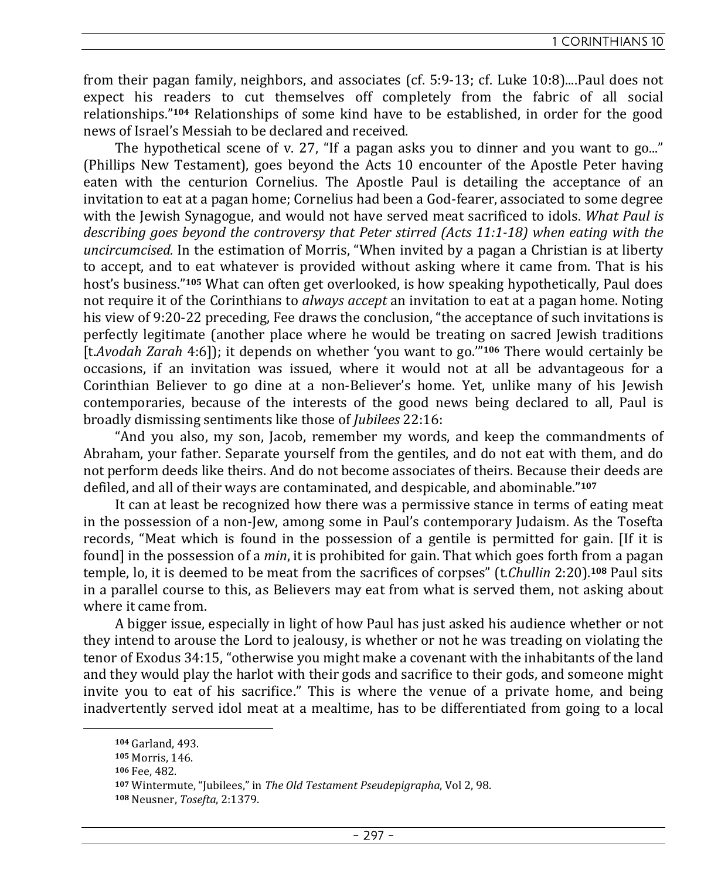from their pagan family, neighbors, and associates (cf. 5:9-13; cf. Luke 10:8)....Paul does not expect his readers to cut themselves off completely from the fabric of all social relationships."[104] Relationships of some kind have to be established, in order for the good news of Israel's Messiah to be declared and received.

The hypothetical scene of v. 27, "If a pagan asks you to dinner and you want to go..." (Phillips New Testament), goes beyond the Acts 10 encounter of the Apostle Peter having eaten with the centurion Cornelius. The Apostle Paul is detailing the acceptance of an invitation to eat at a pagan home; Cornelius had been a God-fearer, associated to some degree with the Jewish Synagogue, and would not have served meat sacrificed to idols. *What Paul is describing goes beyond the controversy that Peter stirred (Acts 11:1-18) when eating with the uncircumcised.* In the estimation of Morris, "When invited by a pagan a Christian is at liberty to accept, and to eat whatever is provided without asking where it came from. That is his host's business."[105] What can often get overlooked, is how speaking hypothetically, Paul does not require it of the Corinthians to *always accept* an invitation to eat at a pagan home. Noting his view of 9:20-22 preceding, Fee draws the conclusion, "the acceptance of such invitations is perfectly legitimate (another place where he would be treating on sacred Jewish traditions [t.*Avodah Zarah* 4:6]); it depends on whether 'you want to go.'"[106] There would certainly be occasions, if an invitation was issued, where it would not at all be advantageous for a Corinthian Believer to go dine at a non-Believer's home. Yet, unlike many of his Jewish contemporaries, because of the interests of the good news being declared to all, Paul is broadly dismissing sentiments like those of *Jubilees* 22:16:

"And you also, my son, Jacob, remember my words, and keep the commandments of Abraham, your father. Separate yourself from the gentiles, and do not eat with them, and do not perform deeds like theirs. And do not become associates of theirs. Because their deeds are defiled, and all of their ways are contaminated, and despicable, and abominable."[107]

It can at least be recognized how there was a permissive stance in terms of eating meat in the possession of a non-Jew, among some in Paul's contemporary Judaism. As the Tosefta records, "Meat which is found in the possession of a gentile is permitted for gain. [If it is found] in the possession of a *min*, it is prohibited for gain. That which goes forth from a pagan temple, lo, it is deemed to be meat from the sacrifices of corpses" (t.*Chullin* 2:20).[108] Paul sits in a parallel course to this, as Believers may eat from what is served them, not asking about where it came from.

A bigger issue, especially in light of how Paul has just asked his audience whether or not they intend to arouse the Lord to jealousy, is whether or not he was treading on violating the tenor of Exodus 34:15, "otherwise you might make a covenant with the inhabitants of the land and they would play the harlot with their gods and sacrifice to their gods, and someone might invite you to eat of his sacrifice." This is where the venue of a private home, and being inadvertently served idol meat at a mealtime, has to be differentiated from going to a local

---

[104] Garland, 493.

[105] Morris, 146.

[106] Fee, 482.

[107] Wintermute, "Jubilees," in *The Old Testament Pseudepigrapha*, Vol 2, 98.

[108] Neusner, *Tosefta*, 2:1379.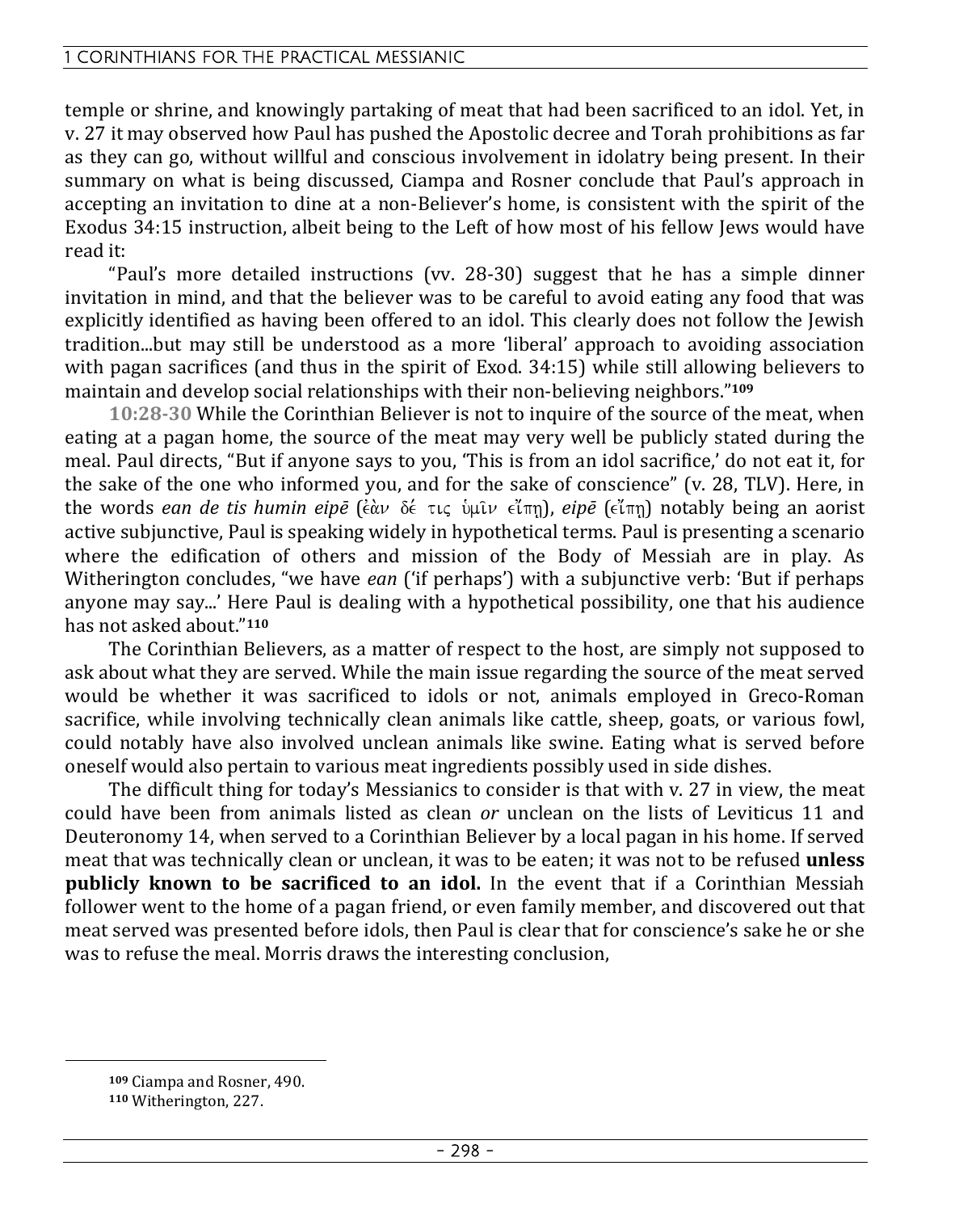temple or shrine, and knowingly partaking of meat that had been sacrificed to an idol. Yet, in v. 27 it may observed how Paul has pushed the Apostolic decree and Torah prohibitions as far as they can go, without willful and conscious involvement in idolatry being present. In their summary on what is being discussed, Ciampa and Rosner conclude that Paul's approach in accepting an invitation to dine at a non-Believer's home, is consistent with the spirit of the Exodus 34:15 instruction, albeit being to the Left of how most of his fellow Jews would have read it:

"Paul's more detailed instructions (vv. 28-30) suggest that he has a simple dinner invitation in mind, and that the believer was to be careful to avoid eating any food that was explicitly identified as having been offered to an idol. This clearly does not follow the Jewish tradition...but may still be understood as a more 'liberal' approach to avoiding association with pagan sacrifices (and thus in the spirit of Exod. 34:15) while still allowing believers to maintain and develop social relationships with their non-believing neighbors."[109]

**10:28-30** While the Corinthian Believer is not to inquire of the source of the meat, when eating at a pagan home, the source of the meat may very well be publicly stated during the meal. Paul directs, "But if anyone says to you, 'This is from an idol sacrifice,' do not eat it, for the sake of the one who informed you, and for the sake of conscience" (v. 28, TLV). Here, in the words *ean de tis humin eipē* (ἐὰν δέ τις ὑμῖν εἴπῃ), *eipē* (εἴπῃ) notably being an aorist active subjunctive, Paul is speaking widely in hypothetical terms. Paul is presenting a scenario where the edification of others and mission of the Body of Messiah are in play. As Witherington concludes, "we have *ean* ('if perhaps') with a subjunctive verb: 'But if perhaps anyone may say...' Here Paul is dealing with a hypothetical possibility, one that his audience has not asked about."[110]

The Corinthian Believers, as a matter of respect to the host, are simply not supposed to ask about what they are served. While the main issue regarding the source of the meat served would be whether it was sacrificed to idols or not, animals employed in Greco-Roman sacrifice, while involving technically clean animals like cattle, sheep, goats, or various fowl, could notably have also involved unclean animals like swine. Eating what is served before oneself would also pertain to various meat ingredients possibly used in side dishes.

The difficult thing for today's Messianics to consider is that with v. 27 in view, the meat could have been from animals listed as clean *or* unclean on the lists of Leviticus 11 and Deuteronomy 14, when served to a Corinthian Believer by a local pagan in his home. If served meat that was technically clean or unclean, it was to be eaten; it was not to be refused **unless publicly known to be sacrificed to an idol.** In the event that if a Corinthian Messiah follower went to the home of a pagan friend, or even family member, and discovered out that meat served was presented before idols, then Paul is clear that for conscience's sake he or she was to refuse the meal. Morris draws the interesting conclusion,

---

[109] Ciampa and Rosner, 490.
[110] Witherington, 227.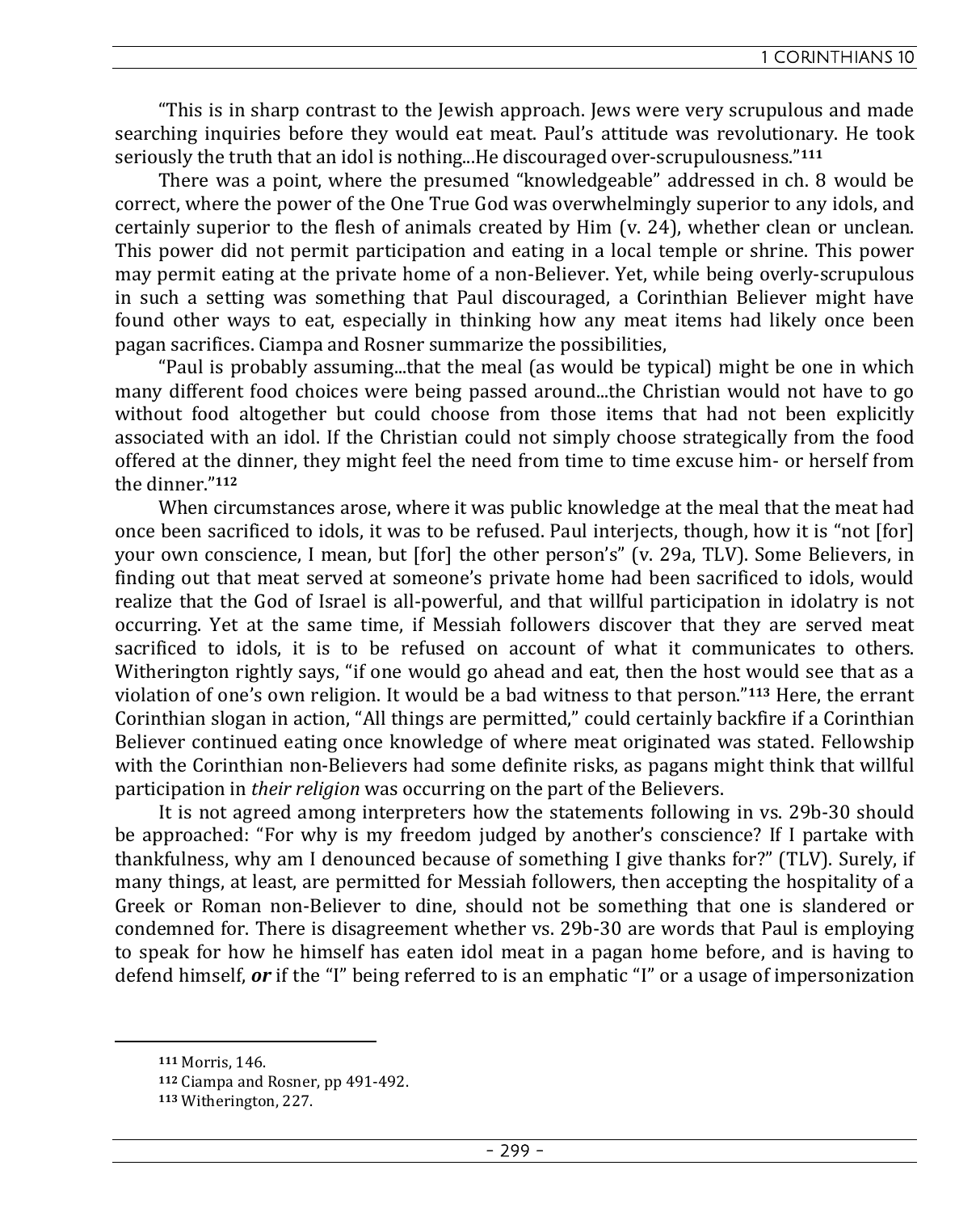"This is in sharp contrast to the Jewish approach. Jews were very scrupulous and made searching inquiries before they would eat meat. Paul's attitude was revolutionary. He took seriously the truth that an idol is nothing...He discouraged over-scrupulousness."[111]

There was a point, where the presumed "knowledgeable" addressed in ch. 8 would be correct, where the power of the One True God was overwhelmingly superior to any idols, and certainly superior to the flesh of animals created by Him (v. 24), whether clean or unclean. This power did not permit participation and eating in a local temple or shrine. This power may permit eating at the private home of a non-Believer. Yet, while being overly-scrupulous in such a setting was something that Paul discouraged, a Corinthian Believer might have found other ways to eat, especially in thinking how any meat items had likely once been pagan sacrifices. Ciampa and Rosner summarize the possibilities,

"Paul is probably assuming...that the meal (as would be typical) might be one in which many different food choices were being passed around...the Christian would not have to go without food altogether but could choose from those items that had not been explicitly associated with an idol. If the Christian could not simply choose strategically from the food offered at the dinner, they might feel the need from time to time excuse him- or herself from the dinner."[112]

When circumstances arose, where it was public knowledge at the meal that the meat had once been sacrificed to idols, it was to be refused. Paul interjects, though, how it is "not [for] your own conscience, I mean, but [for] the other person's" (v. 29a, TLV). Some Believers, in finding out that meat served at someone's private home had been sacrificed to idols, would realize that the God of Israel is all-powerful, and that willful participation in idolatry is not occurring. Yet at the same time, if Messiah followers discover that they are served meat sacrificed to idols, it is to be refused on account of what it communicates to others. Witherington rightly says, "if one would go ahead and eat, then the host would see that as a violation of one's own religion. It would be a bad witness to that person."[113] Here, the errant Corinthian slogan in action, "All things are permitted," could certainly backfire if a Corinthian Believer continued eating once knowledge of where meat originated was stated. Fellowship with the Corinthian non-Believers had some definite risks, as pagans might think that willful participation in *their religion* was occurring on the part of the Believers.

It is not agreed among interpreters how the statements following in vs. 29b-30 should be approached: "For why is my freedom judged by another's conscience? If I partake with thankfulness, why am I denounced because of something I give thanks for?" (TLV). Surely, if many things, at least, are permitted for Messiah followers, then accepting the hospitality of a Greek or Roman non-Believer to dine, should not be something that one is slandered or condemned for. There is disagreement whether vs. 29b-30 are words that Paul is employing to speak for how he himself has eaten idol meat in a pagan home before, and is having to defend himself, ***or*** if the "I" being referred to is an emphatic "I" or a usage of impersonization

---

[111] Morris, 146.

[112] Ciampa and Rosner, pp 491-492.

[113] Witherington, 227.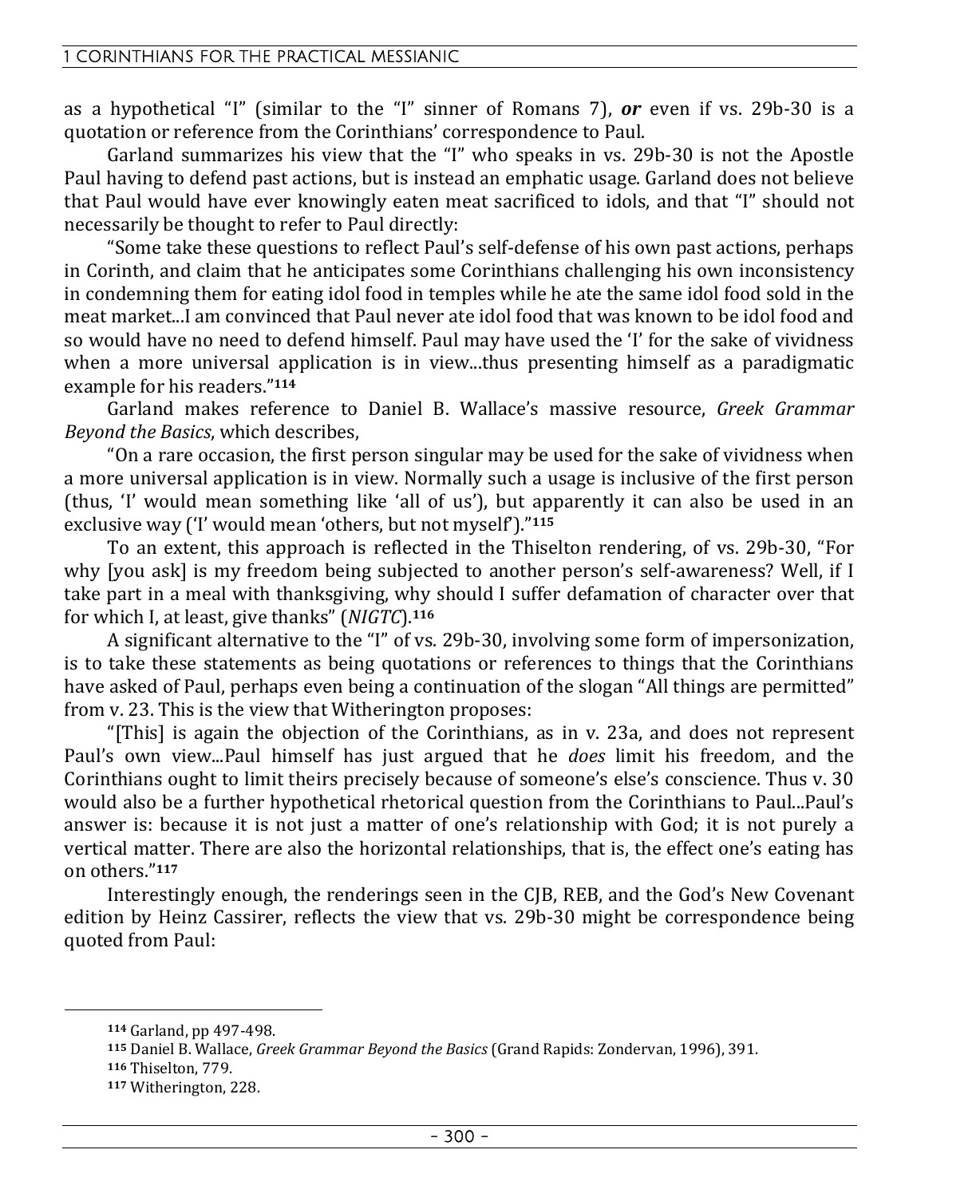as a hypothetical "I" (similar to the "I" sinner of Romans 7), ***or*** even if vs. 29b-30 is a quotation or reference from the Corinthians' correspondence to Paul.

Garland summarizes his view that the "I" who speaks in vs. 29b-30 is not the Apostle Paul having to defend past actions, but is instead an emphatic usage. Garland does not believe that Paul would have ever knowingly eaten meat sacrificed to idols, and that "I" should not necessarily be thought to refer to Paul directly:

"Some take these questions to reflect Paul's self-defense of his own past actions, perhaps in Corinth, and claim that he anticipates some Corinthians challenging his own inconsistency in condemning them for eating idol food in temples while he ate the same idol food sold in the meat market...I am convinced that Paul never ate idol food that was known to be idol food and so would have no need to defend himself. Paul may have used the 'I' for the sake of vividness when a more universal application is in view...thus presenting himself as a paradigmatic example for his readers."[114]

Garland makes reference to Daniel B. Wallace's massive resource, *Greek Grammar Beyond the Basics*, which describes,

"On a rare occasion, the first person singular may be used for the sake of vividness when a more universal application is in view. Normally such a usage is inclusive of the first person (thus, 'I' would mean something like 'all of us'), but apparently it can also be used in an exclusive way ('I' would mean 'others, but not myself')."[115]

To an extent, this approach is reflected in the Thiselton rendering, of vs. 29b-30, "For why [you ask] is my freedom being subjected to another person's self-awareness? Well, if I take part in a meal with thanksgiving, why should I suffer defamation of character over that for which I, at least, give thanks" (*NIGTC*).[116]

A significant alternative to the "I" of vs. 29b-30, involving some form of impersonization, is to take these statements as being quotations or references to things that the Corinthians have asked of Paul, perhaps even being a continuation of the slogan "All things are permitted" from v. 23. This is the view that Witherington proposes:

"[This] is again the objection of the Corinthians, as in v. 23a, and does not represent Paul's own view...Paul himself has just argued that he *does* limit his freedom, and the Corinthians ought to limit theirs precisely because of someone's else's conscience. Thus v. 30 would also be a further hypothetical rhetorical question from the Corinthians to Paul...Paul's answer is: because it is not just a matter of one's relationship with God; it is not purely a vertical matter. There are also the horizontal relationships, that is, the effect one's eating has on others."[117]

Interestingly enough, the renderings seen in the CJB, REB, and the God's New Covenant edition by Heinz Cassirer, reflects the view that vs. 29b-30 might be correspondence being quoted from Paul:

---

[114] Garland, pp 497-498.

[115] Daniel B. Wallace, *Greek Grammar Beyond the Basics* (Grand Rapids: Zondervan, 1996), 391.

[116] Thiselton, 779.

[117] Witherington, 228.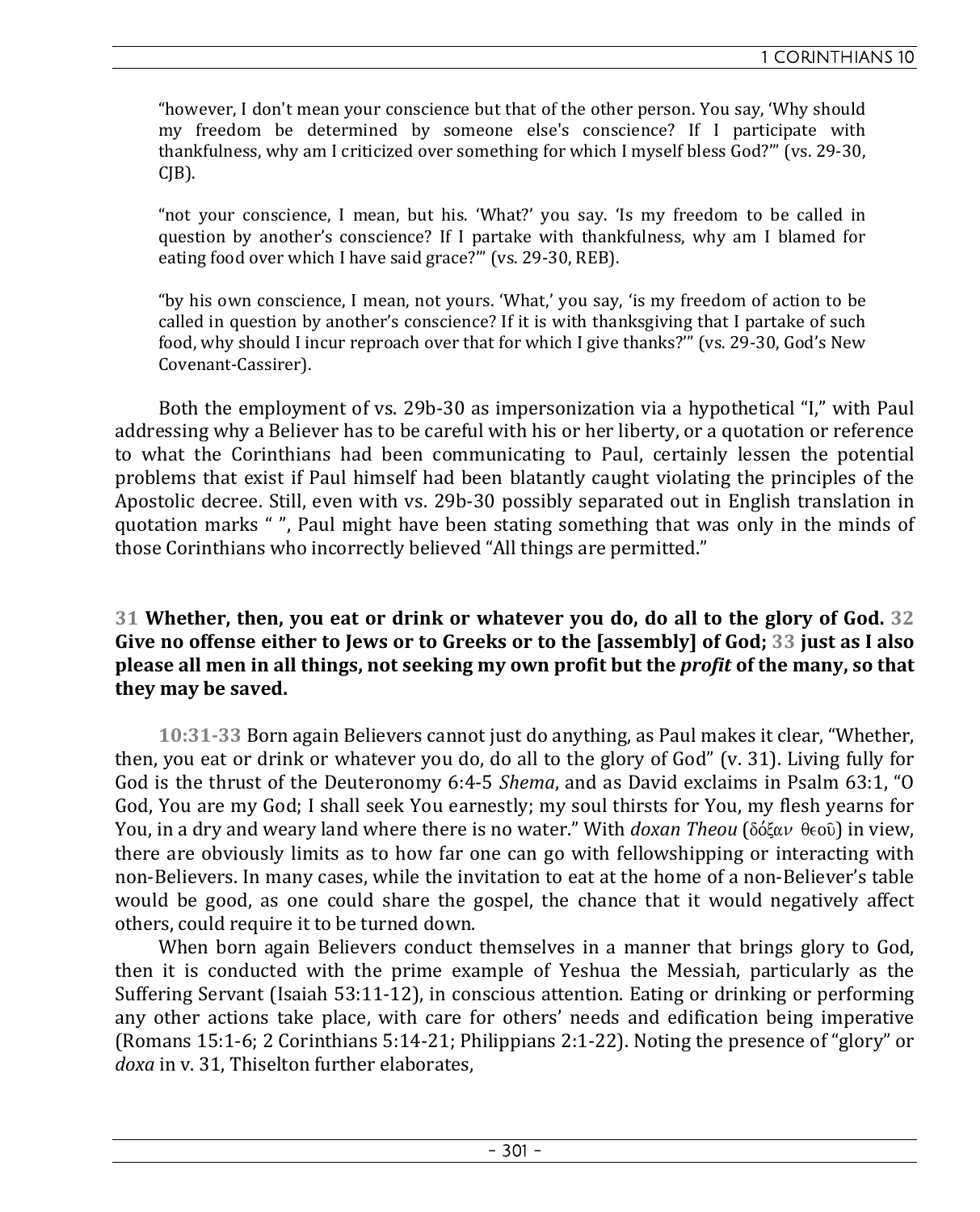"however, I don't mean your conscience but that of the other person. You say, 'Why should my freedom be determined by someone else's conscience? If I participate with thankfulness, why am I criticized over something for which I myself bless God?'" (vs. 29-30, CJB).

"not your conscience, I mean, but his. 'What?' you say. 'Is my freedom to be called in question by another's conscience? If I partake with thankfulness, why am I blamed for eating food over which I have said grace?'" (vs. 29-30, REB).

"by his own conscience, I mean, not yours. 'What,' you say, 'is my freedom of action to be called in question by another's conscience? If it is with thanksgiving that I partake of such food, why should I incur reproach over that for which I give thanks?'" (vs. 29-30, God's New Covenant-Cassirer).

Both the employment of vs. 29b-30 as impersonization via a hypothetical "I," with Paul addressing why a Believer has to be careful with his or her liberty, or a quotation or reference to what the Corinthians had been communicating to Paul, certainly lessen the potential problems that exist if Paul himself had been blatantly caught violating the principles of the Apostolic decree. Still, even with vs. 29b-30 possibly separated out in English translation in quotation marks " ", Paul might have been stating something that was only in the minds of those Corinthians who incorrectly believed "All things are permitted."

**31 Whether, then, you eat or drink or whatever you do, do all to the glory of God. 32 Give no offense either to Jews or to Greeks or to the [assembly] of God; 33 just as I also please all men in all things, not seeking my own profit but the *profit* of the many, so that they may be saved.**

**10:31-33** Born again Believers cannot just do anything, as Paul makes it clear, "Whether, then, you eat or drink or whatever you do, do all to the glory of God" (v. 31). Living fully for God is the thrust of the Deuteronomy 6:4-5 *Shema*, and as David exclaims in Psalm 63:1, "O God, You are my God; I shall seek You earnestly; my soul thirsts for You, my flesh yearns for You, in a dry and weary land where there is no water." With *doxan Theou* (δόξαν θεοῦ) in view, there are obviously limits as to how far one can go with fellowshipping or interacting with non-Believers. In many cases, while the invitation to eat at the home of a non-Believer's table would be good, as one could share the gospel, the chance that it would negatively affect others, could require it to be turned down.

When born again Believers conduct themselves in a manner that brings glory to God, then it is conducted with the prime example of Yeshua the Messiah, particularly as the Suffering Servant (Isaiah 53:11-12), in conscious attention. Eating or drinking or performing any other actions take place, with care for others' needs and edification being imperative (Romans 15:1-6; 2 Corinthians 5:14-21; Philippians 2:1-22). Noting the presence of "glory" or *doxa* in v. 31, Thiselton further elaborates,